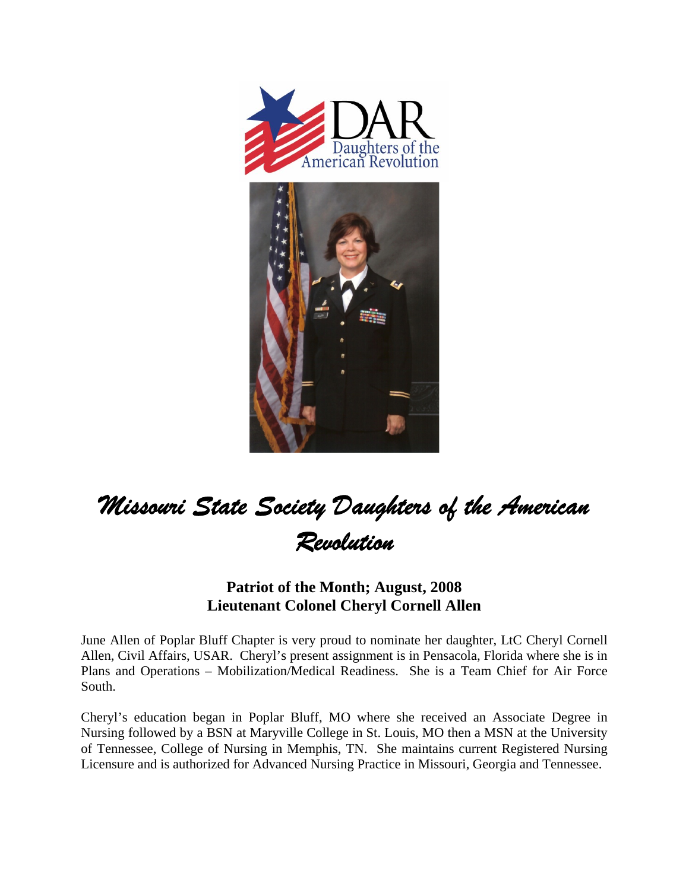# *Missouri State Society Daughters of the American Revolution*

**Patriot of the Month; August, 2008**
**Lieutenant Colonel Cheryl Cornell Allen**

June Allen of Poplar Bluff Chapter is very proud to nominate her daughter, LtC Cheryl Cornell Allen, Civil Affairs, USAR. Cheryl's present assignment is in Pensacola, Florida where she is in Plans and Operations – Mobilization/Medical Readiness. She is a Team Chief for Air Force South.

Cheryl's education began in Poplar Bluff, MO where she received an Associate Degree in Nursing followed by a BSN at Maryville College in St. Louis, MO then a MSN at the University of Tennessee, College of Nursing in Memphis, TN. She maintains current Registered Nursing Licensure and is authorized for Advanced Nursing Practice in Missouri, Georgia and Tennessee.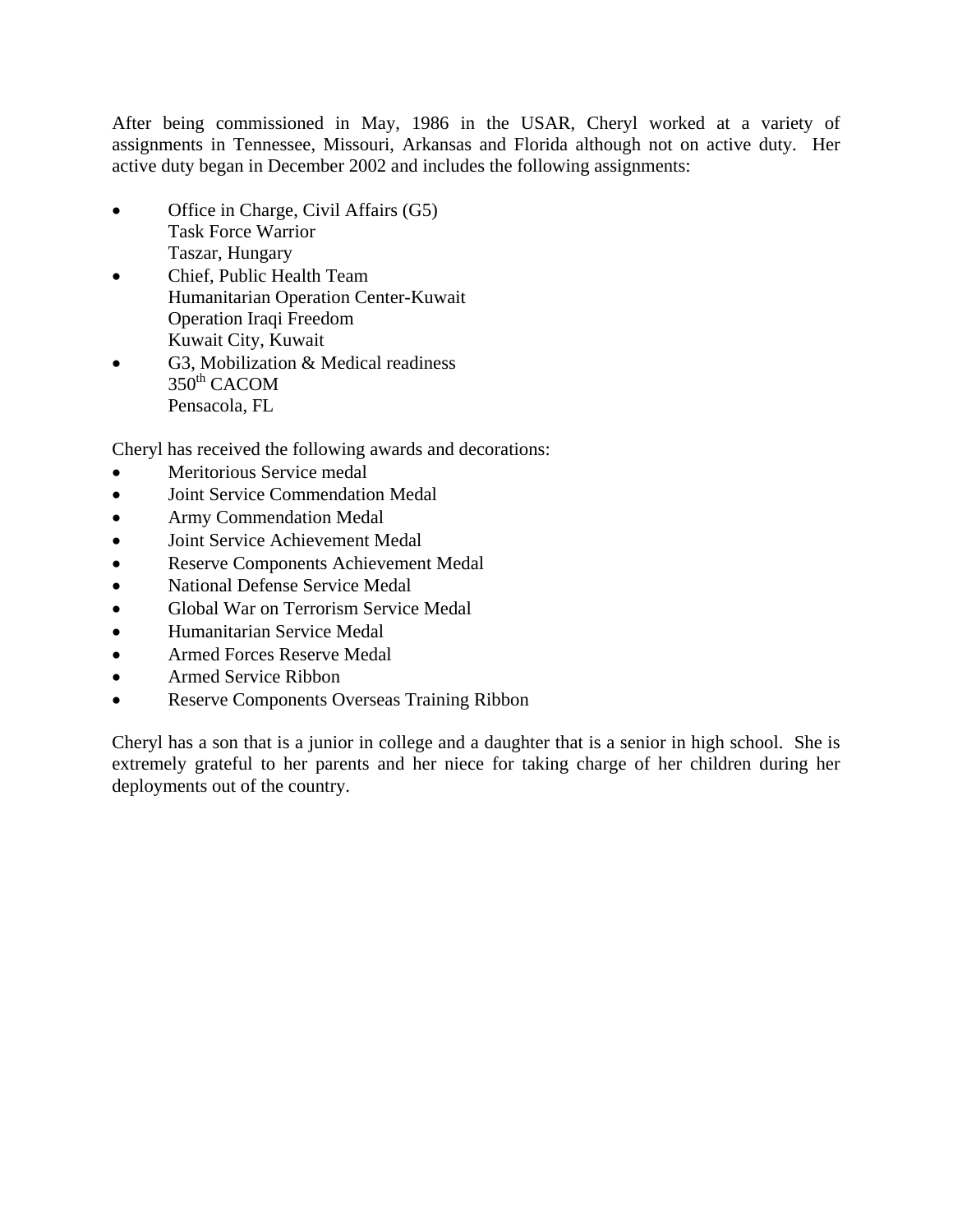After being commissioned in May, 1986 in the USAR, Cheryl worked at a variety of assignments in Tennessee, Missouri, Arkansas and Florida although not on active duty. Her active duty began in December 2002 and includes the following assignments:

- Office in Charge, Civil Affairs (G5)
  Task Force Warrior
  Taszar, Hungary
- Chief, Public Health Team
  Humanitarian Operation Center-Kuwait
  Operation Iraqi Freedom
  Kuwait City, Kuwait
- G3, Mobilization & Medical readiness
  350th CACOM
  Pensacola, FL

Cheryl has received the following awards and decorations:

- Meritorious Service medal
- Joint Service Commendation Medal
- Army Commendation Medal
- Joint Service Achievement Medal
- Reserve Components Achievement Medal
- National Defense Service Medal
- Global War on Terrorism Service Medal
- Humanitarian Service Medal
- Armed Forces Reserve Medal
- Armed Service Ribbon
- Reserve Components Overseas Training Ribbon

Cheryl has a son that is a junior in college and a daughter that is a senior in high school. She is extremely grateful to her parents and her niece for taking charge of her children during her deployments out of the country.